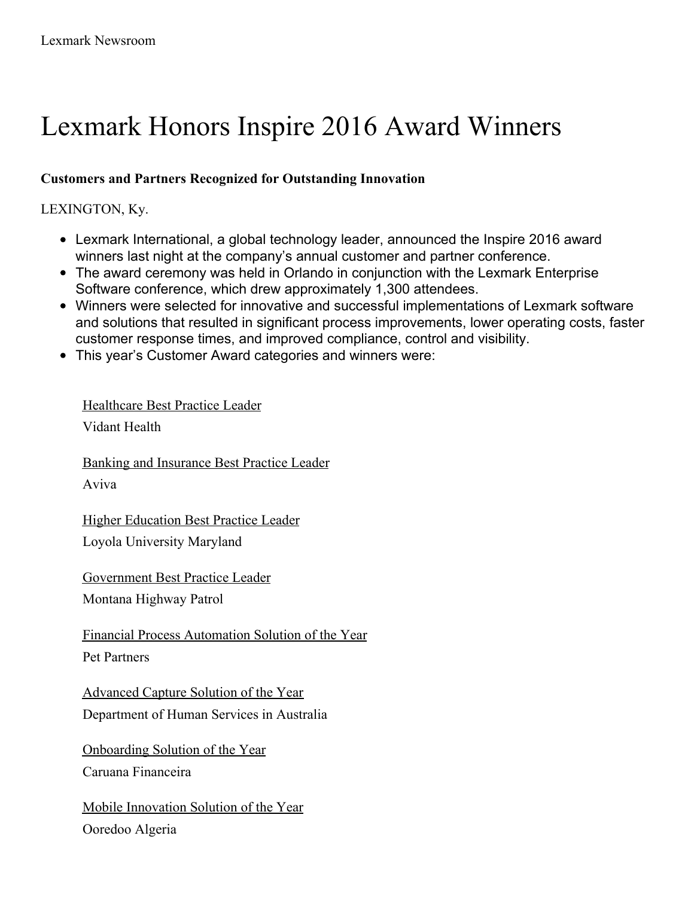# Lexmark Honors Inspire 2016 Award Winners

**Customers and Partners Recognized for Outstanding Innovation**

LEXINGTON, Ky.

- Lexmark International, a global technology leader, announced the Inspire 2016 award winners last night at the company's annual customer and partner conference.
- The award ceremony was held in Orlando in conjunction with the Lexmark Enterprise Software conference, which drew approximately 1,300 attendees.
- Winners were selected for innovative and successful implementations of Lexmark software and solutions that resulted in significant process improvements, lower operating costs, faster customer response times, and improved compliance, control and visibility.
- This year's Customer Award categories and winners were:

Healthcare Best Practice Leader
Vidant Health

Banking and Insurance Best Practice Leader
Aviva

Higher Education Best Practice Leader
Loyola University Maryland

Government Best Practice Leader
Montana Highway Patrol

Financial Process Automation Solution of the Year
Pet Partners

Advanced Capture Solution of the Year
Department of Human Services in Australia

Onboarding Solution of the Year
Caruana Financeira

Mobile Innovation Solution of the Year
Ooredoo Algeria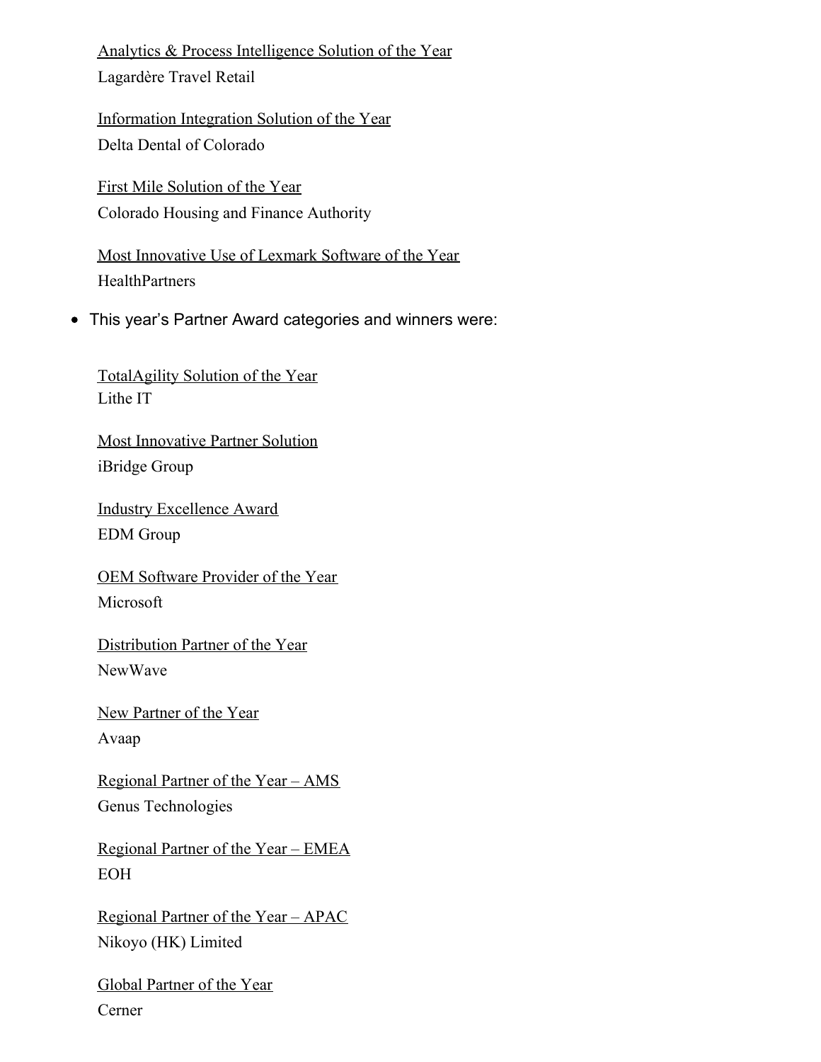Analytics & Process Intelligence Solution of the Year
Lagardère Travel Retail

Information Integration Solution of the Year
Delta Dental of Colorado

First Mile Solution of the Year
Colorado Housing and Finance Authority

Most Innovative Use of Lexmark Software of the Year
HealthPartners

- This year's Partner Award categories and winners were:

  TotalAgility Solution of the Year
  Lithe IT

  Most Innovative Partner Solution
  iBridge Group

  Industry Excellence Award
  EDM Group

  OEM Software Provider of the Year
  Microsoft

  Distribution Partner of the Year
  NewWave

  New Partner of the Year
  Avaap

  Regional Partner of the Year – AMS
  Genus Technologies

  Regional Partner of the Year – EMEA
  EOH

  Regional Partner of the Year – APAC
  Nikoyo (HK) Limited

  Global Partner of the Year
  Cerner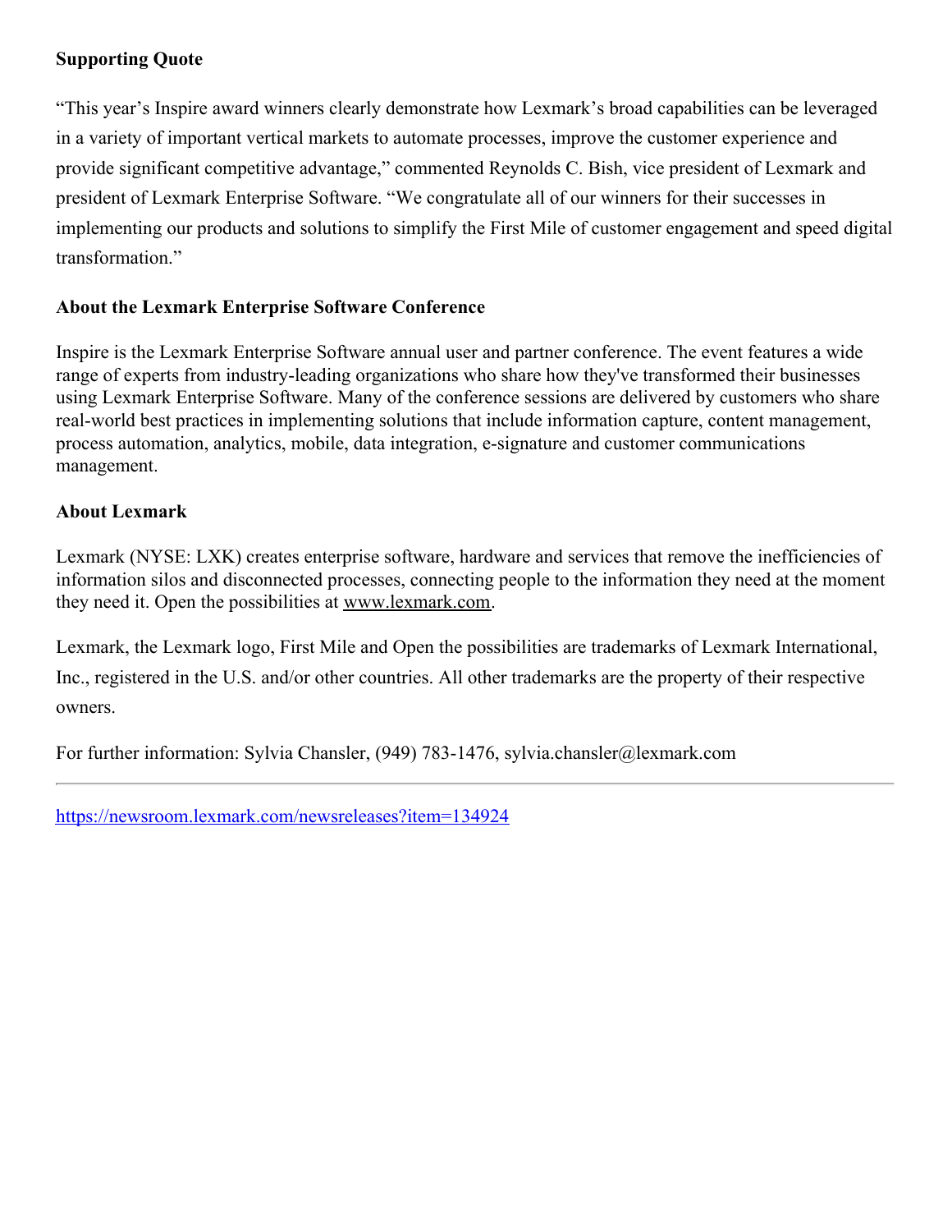**Supporting Quote**

"This year's Inspire award winners clearly demonstrate how Lexmark's broad capabilities can be leveraged in a variety of important vertical markets to automate processes, improve the customer experience and provide significant competitive advantage," commented Reynolds C. Bish, vice president of Lexmark and president of Lexmark Enterprise Software. "We congratulate all of our winners for their successes in implementing our products and solutions to simplify the First Mile of customer engagement and speed digital transformation."

**About the Lexmark Enterprise Software Conference**

Inspire is the Lexmark Enterprise Software annual user and partner conference. The event features a wide range of experts from industry-leading organizations who share how they've transformed their businesses using Lexmark Enterprise Software. Many of the conference sessions are delivered by customers who share real-world best practices in implementing solutions that include information capture, content management, process automation, analytics, mobile, data integration, e-signature and customer communications management.

**About Lexmark**

Lexmark (NYSE: LXK) creates enterprise software, hardware and services that remove the inefficiencies of information silos and disconnected processes, connecting people to the information they need at the moment they need it. Open the possibilities at [www.lexmark.com](http://www.lexmark.com).

Lexmark, the Lexmark logo, First Mile and Open the possibilities are trademarks of Lexmark International, Inc., registered in the U.S. and/or other countries. All other trademarks are the property of their respective owners.

For further information: Sylvia Chansler, (949) 783-1476, sylvia.chansler@lexmark.com

---

https://newsroom.lexmark.com/newsreleases?item=134924